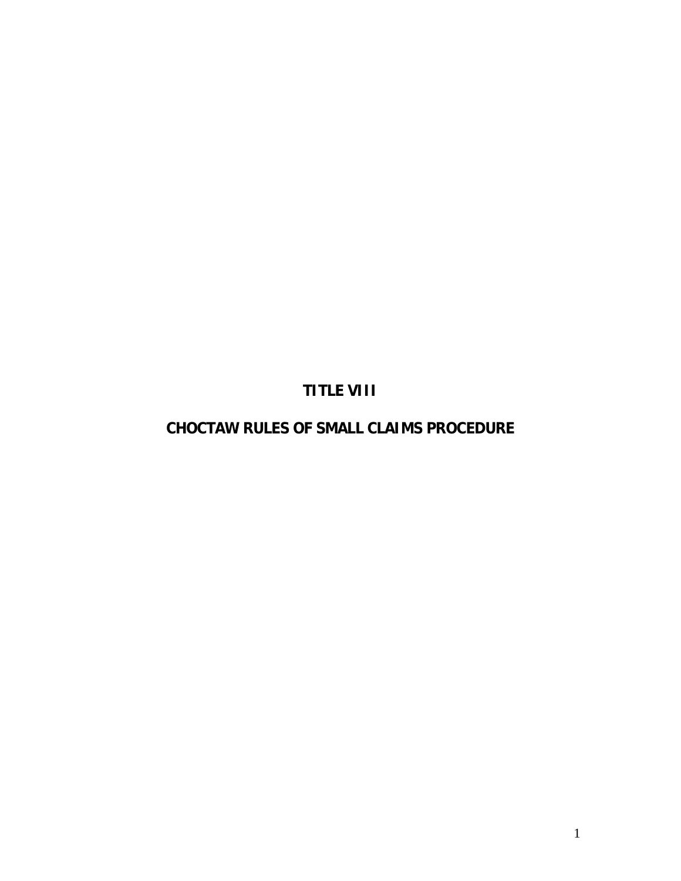# TITLE VIII

# CHOCTAW RULES OF SMALL CLAIMS PROCEDURE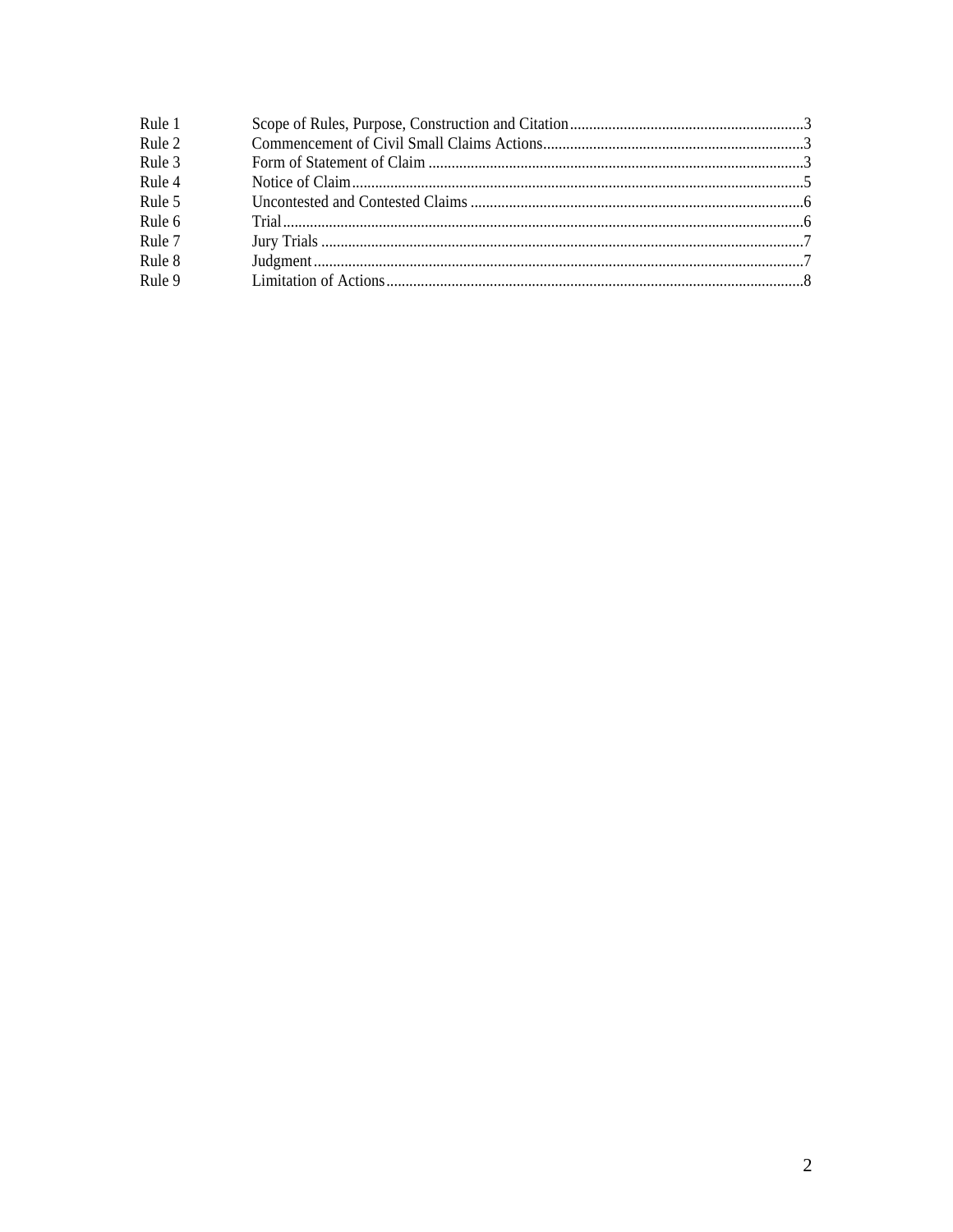| | | |
|---|---|---|
| Rule 1 | Scope of Rules, Purpose, Construction and Citation | 3 |
| Rule 2 | Commencement of Civil Small Claims Actions | 3 |
| Rule 3 | Form of Statement of Claim | 3 |
| Rule 4 | Notice of Claim | 5 |
| Rule 5 | Uncontested and Contested Claims | 6 |
| Rule 6 | Trial | 6 |
| Rule 7 | Jury Trials | 7 |
| Rule 8 | Judgment | 7 |
| Rule 9 | Limitation of Actions | 8 |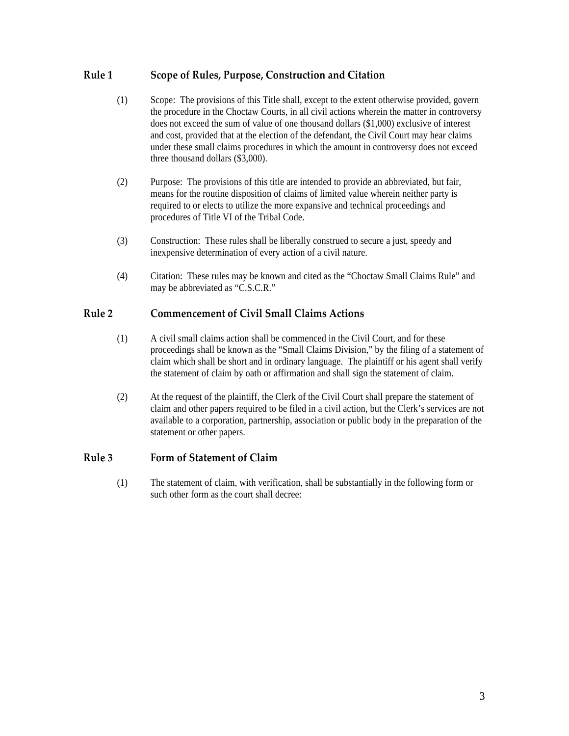## Rule 1 Scope of Rules, Purpose, Construction and Citation

(1) Scope: The provisions of this Title shall, except to the extent otherwise provided, govern the procedure in the Choctaw Courts, in all civil actions wherein the matter in controversy does not exceed the sum of value of one thousand dollars ($1,000) exclusive of interest and cost, provided that at the election of the defendant, the Civil Court may hear claims under these small claims procedures in which the amount in controversy does not exceed three thousand dollars ($3,000).

(2) Purpose: The provisions of this title are intended to provide an abbreviated, but fair, means for the routine disposition of claims of limited value wherein neither party is required to or elects to utilize the more expansive and technical proceedings and procedures of Title VI of the Tribal Code.

(3) Construction: These rules shall be liberally construed to secure a just, speedy and inexpensive determination of every action of a civil nature.

(4) Citation: These rules may be known and cited as the "Choctaw Small Claims Rule" and may be abbreviated as "C.S.C.R."

## Rule 2 Commencement of Civil Small Claims Actions

(1) A civil small claims action shall be commenced in the Civil Court, and for these proceedings shall be known as the "Small Claims Division," by the filing of a statement of claim which shall be short and in ordinary language. The plaintiff or his agent shall verify the statement of claim by oath or affirmation and shall sign the statement of claim.

(2) At the request of the plaintiff, the Clerk of the Civil Court shall prepare the statement of claim and other papers required to be filed in a civil action, but the Clerk's services are not available to a corporation, partnership, association or public body in the preparation of the statement or other papers.

## Rule 3 Form of Statement of Claim

(1) The statement of claim, with verification, shall be substantially in the following form or such other form as the court shall decree: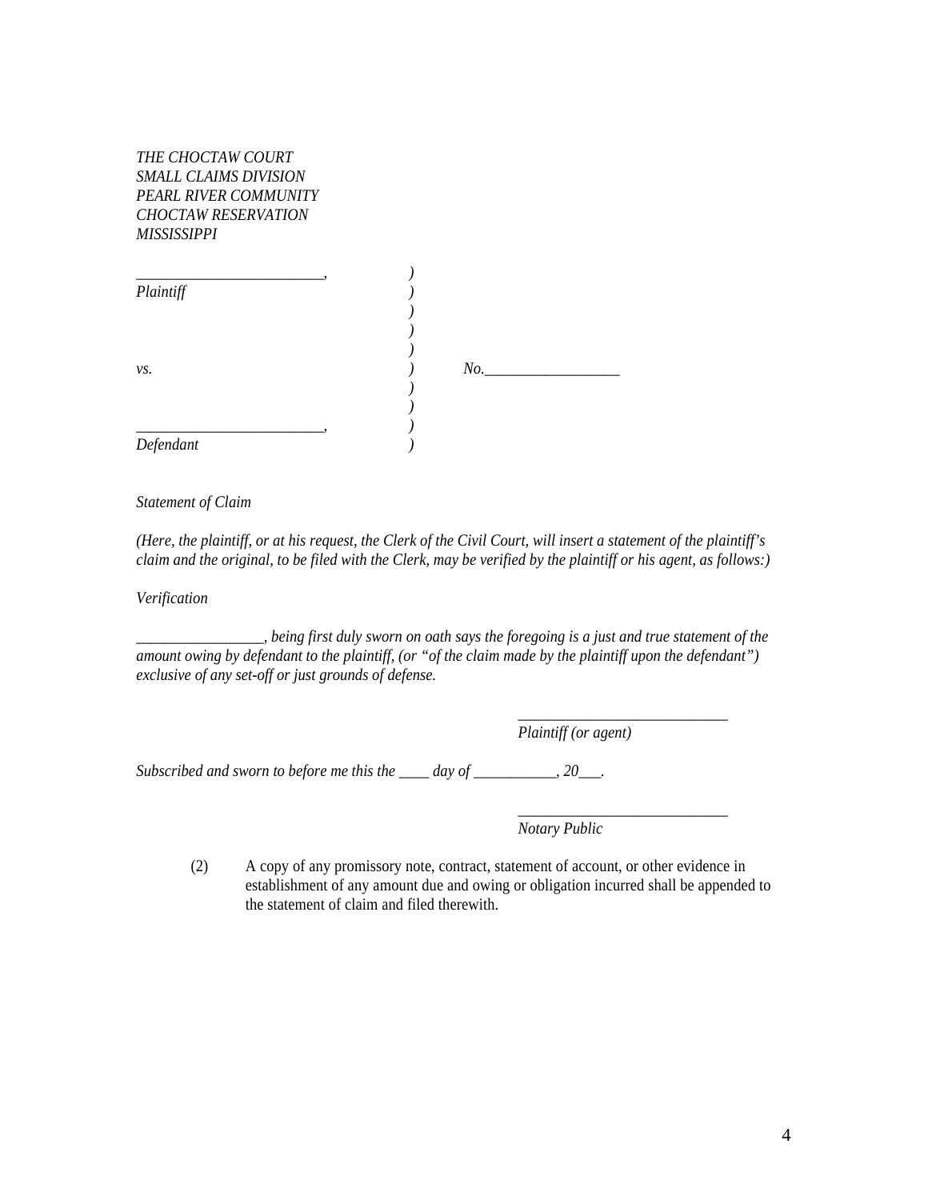*THE CHOCTAW COURT*
*SMALL CLAIMS DIVISION*
*PEARL RIVER COMMUNITY*
*CHOCTAW RESERVATION*
*MISSISSIPPI*

| | | |
|---|---|---|
| ________________________, | ) | |
| *Plaintiff* | ) | |
| | ) | |
| | ) | |
| | ) | |
| *vs.* | ) | *No.*_________________ |
| | ) | |
| | ) | |
| ________________________, | ) | |
| *Defendant* | ) | |

*Statement of Claim*

*(Here, the plaintiff, or at his request, the Clerk of the Civil Court, will insert a statement of the plaintiff's claim and the original, to be filed with the Clerk, may be verified by the plaintiff or his agent, as follows:)*

*Verification*

________________, *being first duly sworn on oath says the foregoing is a just and true statement of the amount owing by defendant to the plaintiff, (or "of the claim made by the plaintiff upon the defendant") exclusive of any set-off or just grounds of defense.*

___________________________
*Plaintiff (or agent)*

*Subscribed and sworn to before me this the ____ day of __________, 20___.*

___________________________
*Notary Public*

(2) A copy of any promissory note, contract, statement of account, or other evidence in establishment of any amount due and owing or obligation incurred shall be appended to the statement of claim and filed therewith.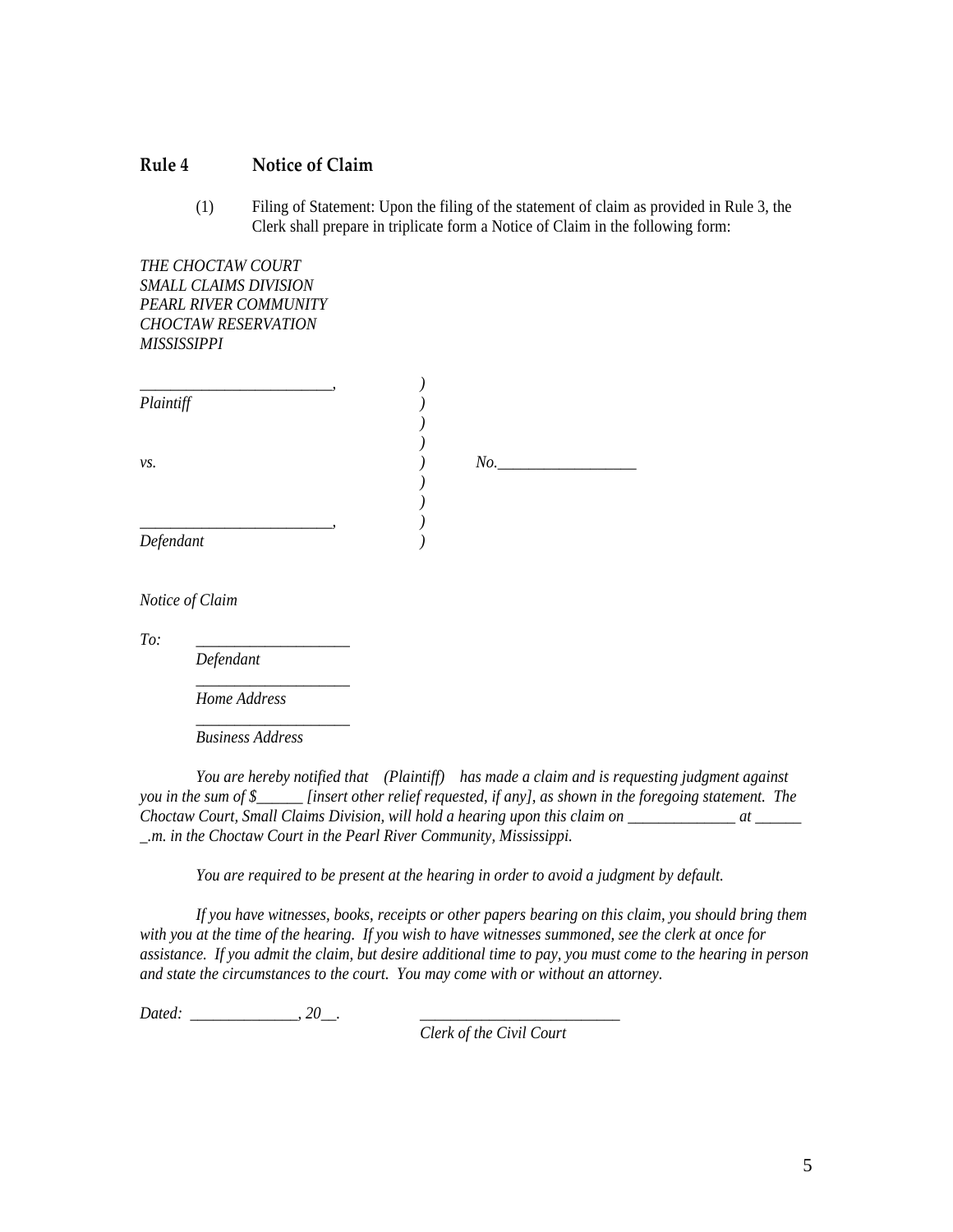## Rule 4 Notice of Claim

(1) Filing of Statement: Upon the filing of the statement of claim as provided in Rule 3, the Clerk shall prepare in triplicate form a Notice of Claim in the following form:

*THE CHOCTAW COURT*
*SMALL CLAIMS DIVISION*
*PEARL RIVER COMMUNITY*
*CHOCTAW RESERVATION*
*MISSISSIPPI*

| | | |
|---|---|---|
| ________________________, | ) | |
| *Plaintiff* | ) | |
| | ) | |
| | ) | |
| *vs.* | ) | *No.*__________________ |
| | ) | |
| | ) | |
| ________________________, | ) | |
| *Defendant* | ) | |

*Notice of Claim*

*To:* ___________________
*Defendant*
___________________
*Home Address*
___________________
*Business Address*

*You are hereby notified that (Plaintiff) has made a claim and is requesting judgment against you in the sum of $______ [insert other relief requested, if any], as shown in the foregoing statement. The Choctaw Court, Small Claims Division, will hold a hearing upon this claim on ______________ at ______ _.m. in the Choctaw Court in the Pearl River Community, Mississippi.*

*You are required to be present at the hearing in order to avoid a judgment by default.*

*If you have witnesses, books, receipts or other papers bearing on this claim, you should bring them with you at the time of the hearing. If you wish to have witnesses summoned, see the clerk at once for assistance. If you admit the claim, but desire additional time to pay, you must come to the hearing in person and state the circumstances to the court. You may come with or without an attorney.*

*Dated:* ______________, *20*__.

__________________________
*Clerk of the Civil Court*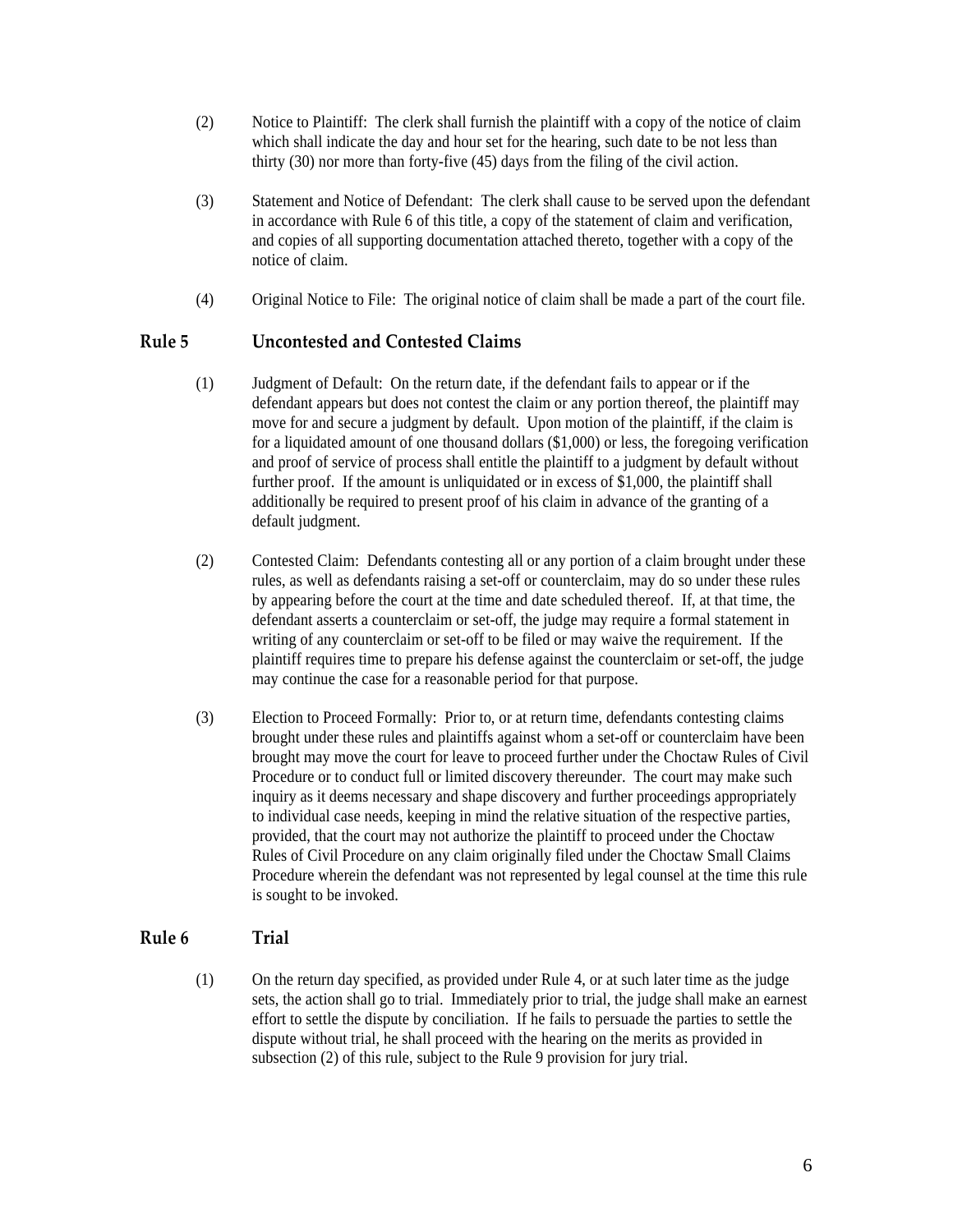(2) Notice to Plaintiff: The clerk shall furnish the plaintiff with a copy of the notice of claim which shall indicate the day and hour set for the hearing, such date to be not less than thirty (30) nor more than forty-five (45) days from the filing of the civil action.

(3) Statement and Notice of Defendant: The clerk shall cause to be served upon the defendant in accordance with Rule 6 of this title, a copy of the statement of claim and verification, and copies of all supporting documentation attached thereto, together with a copy of the notice of claim.

(4) Original Notice to File: The original notice of claim shall be made a part of the court file.

## Rule 5 Uncontested and Contested Claims

(1) Judgment of Default: On the return date, if the defendant fails to appear or if the defendant appears but does not contest the claim or any portion thereof, the plaintiff may move for and secure a judgment by default. Upon motion of the plaintiff, if the claim is for a liquidated amount of one thousand dollars ($1,000) or less, the foregoing verification and proof of service of process shall entitle the plaintiff to a judgment by default without further proof. If the amount is unliquidated or in excess of $1,000, the plaintiff shall additionally be required to present proof of his claim in advance of the granting of a default judgment.

(2) Contested Claim: Defendants contesting all or any portion of a claim brought under these rules, as well as defendants raising a set-off or counterclaim, may do so under these rules by appearing before the court at the time and date scheduled thereof. If, at that time, the defendant asserts a counterclaim or set-off, the judge may require a formal statement in writing of any counterclaim or set-off to be filed or may waive the requirement. If the plaintiff requires time to prepare his defense against the counterclaim or set-off, the judge may continue the case for a reasonable period for that purpose.

(3) Election to Proceed Formally: Prior to, or at return time, defendants contesting claims brought under these rules and plaintiffs against whom a set-off or counterclaim have been brought may move the court for leave to proceed further under the Choctaw Rules of Civil Procedure or to conduct full or limited discovery thereunder. The court may make such inquiry as it deems necessary and shape discovery and further proceedings appropriately to individual case needs, keeping in mind the relative situation of the respective parties, provided, that the court may not authorize the plaintiff to proceed under the Choctaw Rules of Civil Procedure on any claim originally filed under the Choctaw Small Claims Procedure wherein the defendant was not represented by legal counsel at the time this rule is sought to be invoked.

## Rule 6 Trial

(1) On the return day specified, as provided under Rule 4, or at such later time as the judge sets, the action shall go to trial. Immediately prior to trial, the judge shall make an earnest effort to settle the dispute by conciliation. If he fails to persuade the parties to settle the dispute without trial, he shall proceed with the hearing on the merits as provided in subsection (2) of this rule, subject to the Rule 9 provision for jury trial.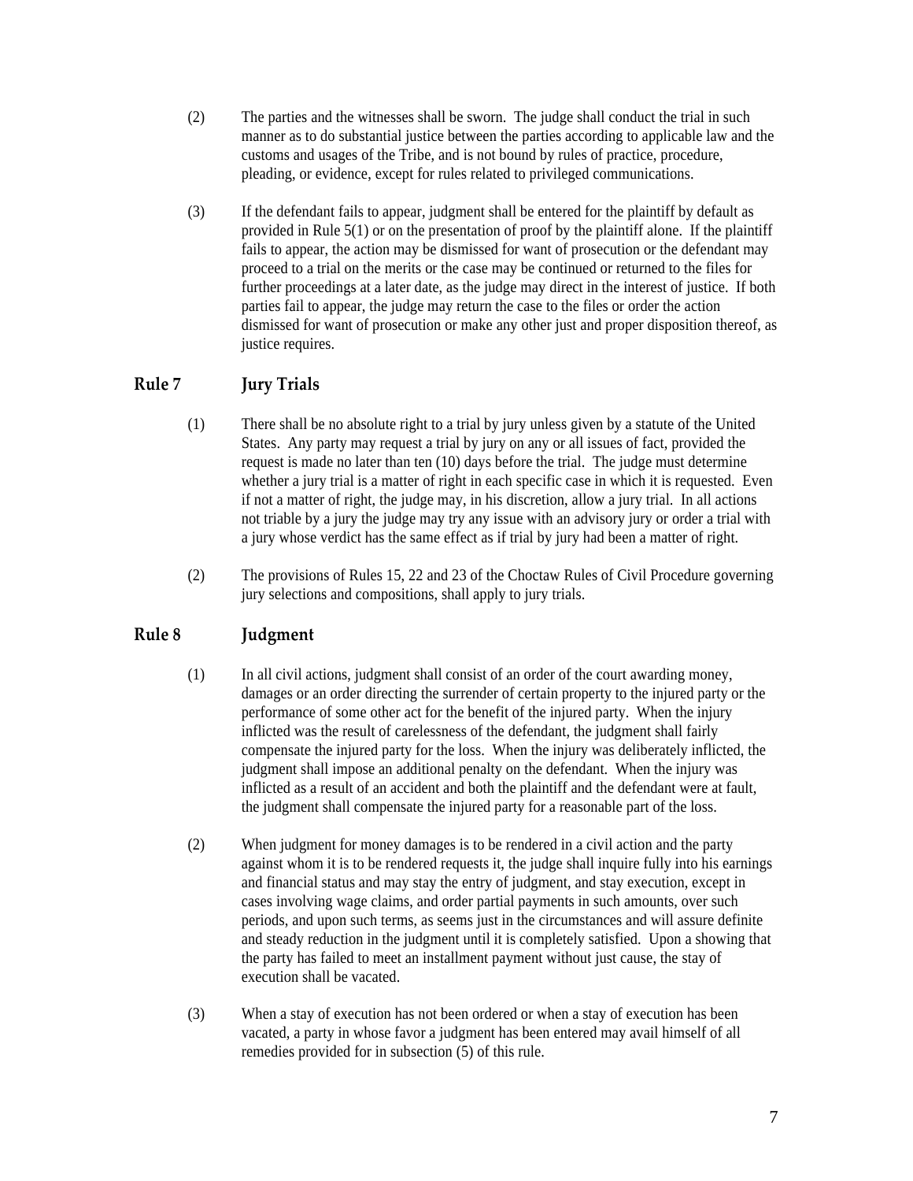(2) The parties and the witnesses shall be sworn. The judge shall conduct the trial in such manner as to do substantial justice between the parties according to applicable law and the customs and usages of the Tribe, and is not bound by rules of practice, procedure, pleading, or evidence, except for rules related to privileged communications.

(3) If the defendant fails to appear, judgment shall be entered for the plaintiff by default as provided in Rule 5(1) or on the presentation of proof by the plaintiff alone. If the plaintiff fails to appear, the action may be dismissed for want of prosecution or the defendant may proceed to a trial on the merits or the case may be continued or returned to the files for further proceedings at a later date, as the judge may direct in the interest of justice. If both parties fail to appear, the judge may return the case to the files or order the action dismissed for want of prosecution or make any other just and proper disposition thereof, as justice requires.

## Rule 7 Jury Trials

(1) There shall be no absolute right to a trial by jury unless given by a statute of the United States. Any party may request a trial by jury on any or all issues of fact, provided the request is made no later than ten (10) days before the trial. The judge must determine whether a jury trial is a matter of right in each specific case in which it is requested. Even if not a matter of right, the judge may, in his discretion, allow a jury trial. In all actions not triable by a jury the judge may try any issue with an advisory jury or order a trial with a jury whose verdict has the same effect as if trial by jury had been a matter of right.

(2) The provisions of Rules 15, 22 and 23 of the Choctaw Rules of Civil Procedure governing jury selections and compositions, shall apply to jury trials.

## Rule 8 Judgment

(1) In all civil actions, judgment shall consist of an order of the court awarding money, damages or an order directing the surrender of certain property to the injured party or the performance of some other act for the benefit of the injured party. When the injury inflicted was the result of carelessness of the defendant, the judgment shall fairly compensate the injured party for the loss. When the injury was deliberately inflicted, the judgment shall impose an additional penalty on the defendant. When the injury was inflicted as a result of an accident and both the plaintiff and the defendant were at fault, the judgment shall compensate the injured party for a reasonable part of the loss.

(2) When judgment for money damages is to be rendered in a civil action and the party against whom it is to be rendered requests it, the judge shall inquire fully into his earnings and financial status and may stay the entry of judgment, and stay execution, except in cases involving wage claims, and order partial payments in such amounts, over such periods, and upon such terms, as seems just in the circumstances and will assure definite and steady reduction in the judgment until it is completely satisfied. Upon a showing that the party has failed to meet an installment payment without just cause, the stay of execution shall be vacated.

(3) When a stay of execution has not been ordered or when a stay of execution has been vacated, a party in whose favor a judgment has been entered may avail himself of all remedies provided for in subsection (5) of this rule.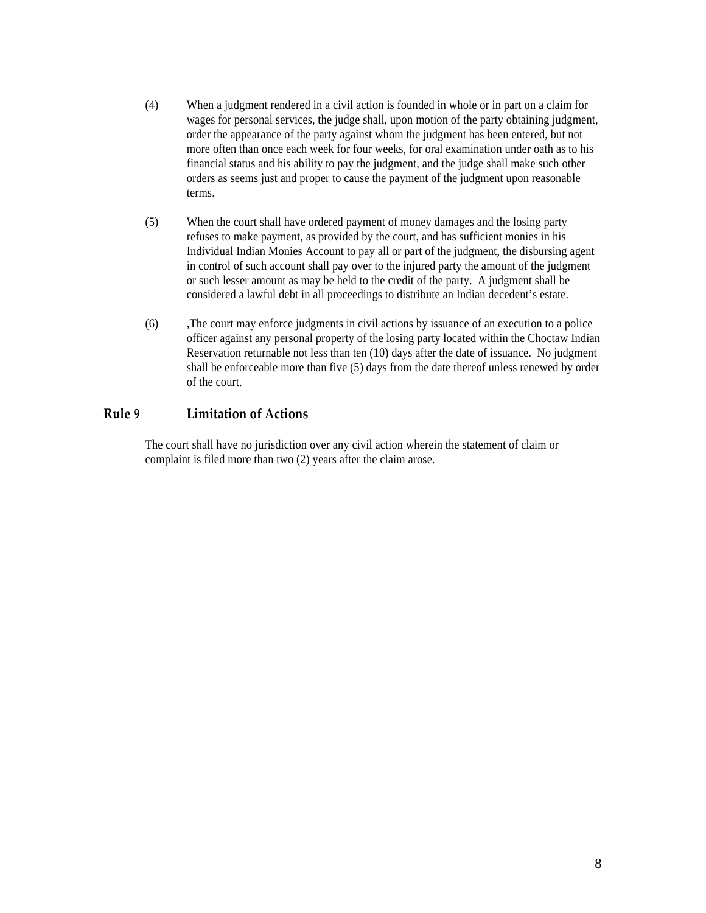(4) When a judgment rendered in a civil action is founded in whole or in part on a claim for wages for personal services, the judge shall, upon motion of the party obtaining judgment, order the appearance of the party against whom the judgment has been entered, but not more often than once each week for four weeks, for oral examination under oath as to his financial status and his ability to pay the judgment, and the judge shall make such other orders as seems just and proper to cause the payment of the judgment upon reasonable terms.

(5) When the court shall have ordered payment of money damages and the losing party refuses to make payment, as provided by the court, and has sufficient monies in his Individual Indian Monies Account to pay all or part of the judgment, the disbursing agent in control of such account shall pay over to the injured party the amount of the judgment or such lesser amount as may be held to the credit of the party. A judgment shall be considered a lawful debt in all proceedings to distribute an Indian decedent's estate.

(6) ,The court may enforce judgments in civil actions by issuance of an execution to a police officer against any personal property of the losing party located within the Choctaw Indian Reservation returnable not less than ten (10) days after the date of issuance. No judgment shall be enforceable more than five (5) days from the date thereof unless renewed by order of the court.

## Rule 9 Limitation of Actions

The court shall have no jurisdiction over any civil action wherein the statement of claim or complaint is filed more than two (2) years after the claim arose.